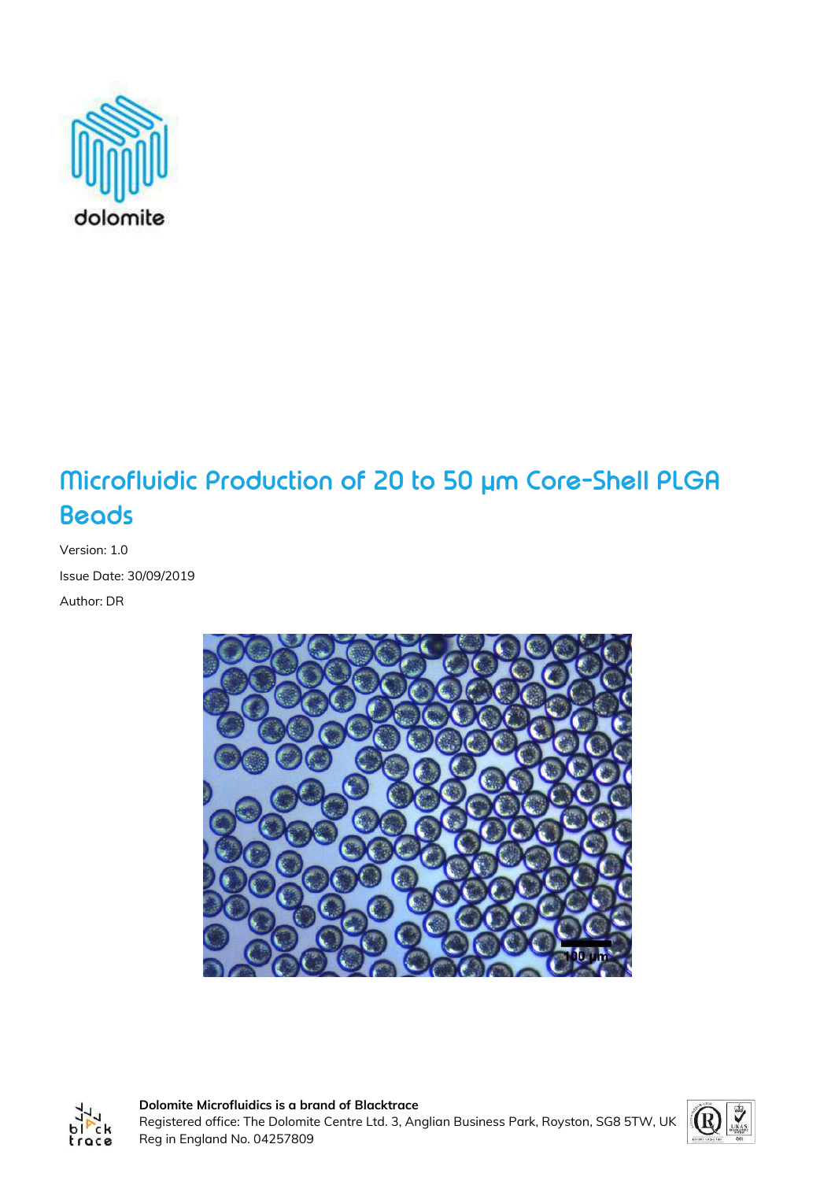# Microfluidic Production of 20 to 50 µm Core-Shell PLGA Beads

Version: 1.0

Issue Date: 30/09/2019

Author: DR

**Dolomite Microfluidics is a brand of Blacktrace**

Registered office: The Dolomite Centre Ltd. 3, Anglian Business Park, Royston, SG8 5TW, UK

Reg in England No. 04257809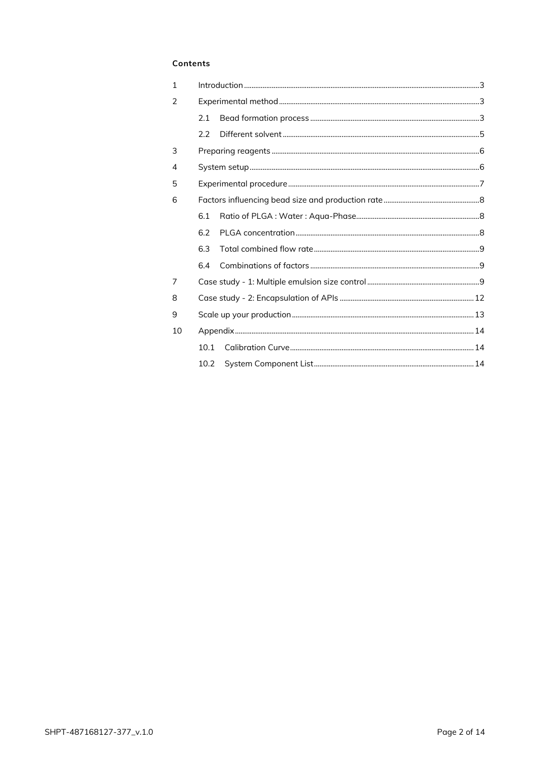**Contents**

| | | |
|---|---|---|
| 1 | Introduction | 3 |
| 2 | Experimental method | 3 |
| | 2.1 Bead formation process | 3 |
| | 2.2 Different solvent | 5 |
| 3 | Preparing reagents | 6 |
| 4 | System setup | 6 |
| 5 | Experimental procedure | 7 |
| 6 | Factors influencing bead size and production rate | 8 |
| | 6.1 Ratio of PLGA : Water : Aqua-Phase | 8 |
| | 6.2 PLGA concentration | 8 |
| | 6.3 Total combined flow rate | 9 |
| | 6.4 Combinations of factors | 9 |
| 7 | Case study - 1: Multiple emulsion size control | 9 |
| 8 | Case study - 2: Encapsulation of APIs | 12 |
| 9 | Scale up your production | 13 |
| 10 | Appendix | 14 |
| | 10.1 Calibration Curve | 14 |
| | 10.2 System Component List | 14 |

SHPT-487168127-377_v.1.0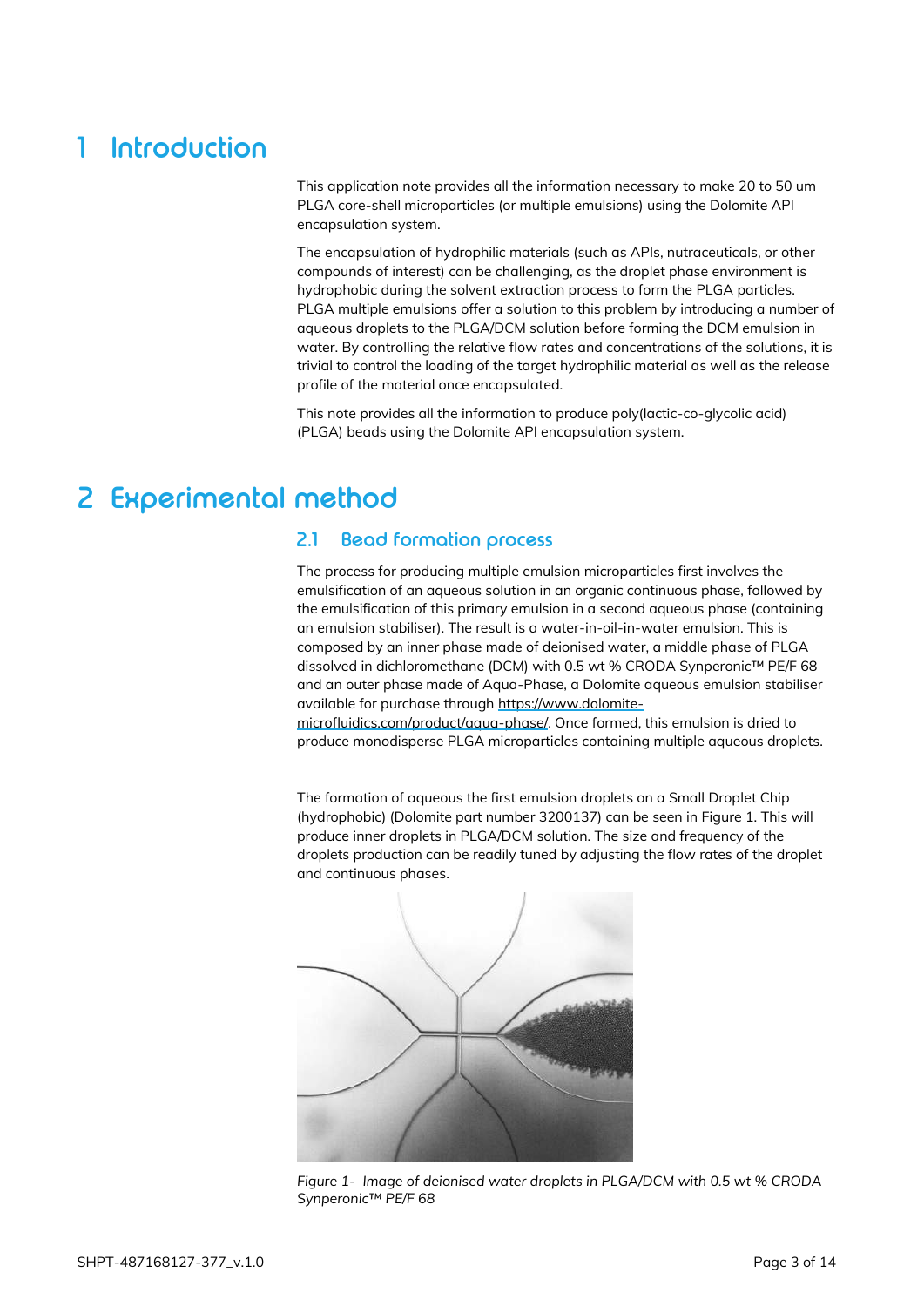# 1 Introduction

This application note provides all the information necessary to make 20 to 50 um PLGA core-shell microparticles (or multiple emulsions) using the Dolomite API encapsulation system.

The encapsulation of hydrophilic materials (such as APIs, nutraceuticals, or other compounds of interest) can be challenging, as the droplet phase environment is hydrophobic during the solvent extraction process to form the PLGA particles. PLGA multiple emulsions offer a solution to this problem by introducing a number of aqueous droplets to the PLGA/DCM solution before forming the DCM emulsion in water. By controlling the relative flow rates and concentrations of the solutions, it is trivial to control the loading of the target hydrophilic material as well as the release profile of the material once encapsulated.

This note provides all the information to produce poly(lactic-co-glycolic acid) (PLGA) beads using the Dolomite API encapsulation system.

# 2 Experimental method

## 2.1 Bead formation process

The process for producing multiple emulsion microparticles first involves the emulsification of an aqueous solution in an organic continuous phase, followed by the emulsification of this primary emulsion in a second aqueous phase (containing an emulsion stabiliser). The result is a water-in-oil-in-water emulsion. This is composed by an inner phase made of deionised water, a middle phase of PLGA dissolved in dichloromethane (DCM) with 0.5 wt % CRODA Synperonic™ PE/F 68 and an outer phase made of Aqua-Phase, a Dolomite aqueous emulsion stabiliser available for purchase through https://www.dolomite-microfluidics.com/product/aqua-phase/. Once formed, this emulsion is dried to produce monodisperse PLGA microparticles containing multiple aqueous droplets.

The formation of aqueous the first emulsion droplets on a Small Droplet Chip (hydrophobic) (Dolomite part number 3200137) can be seen in Figure 1. This will produce inner droplets in PLGA/DCM solution. The size and frequency of the droplets production can be readily tuned by adjusting the flow rates of the droplet and continuous phases.

*Figure 1- Image of deionised water droplets in PLGA/DCM with 0.5 wt % CRODA Synperonic™ PE/F 68*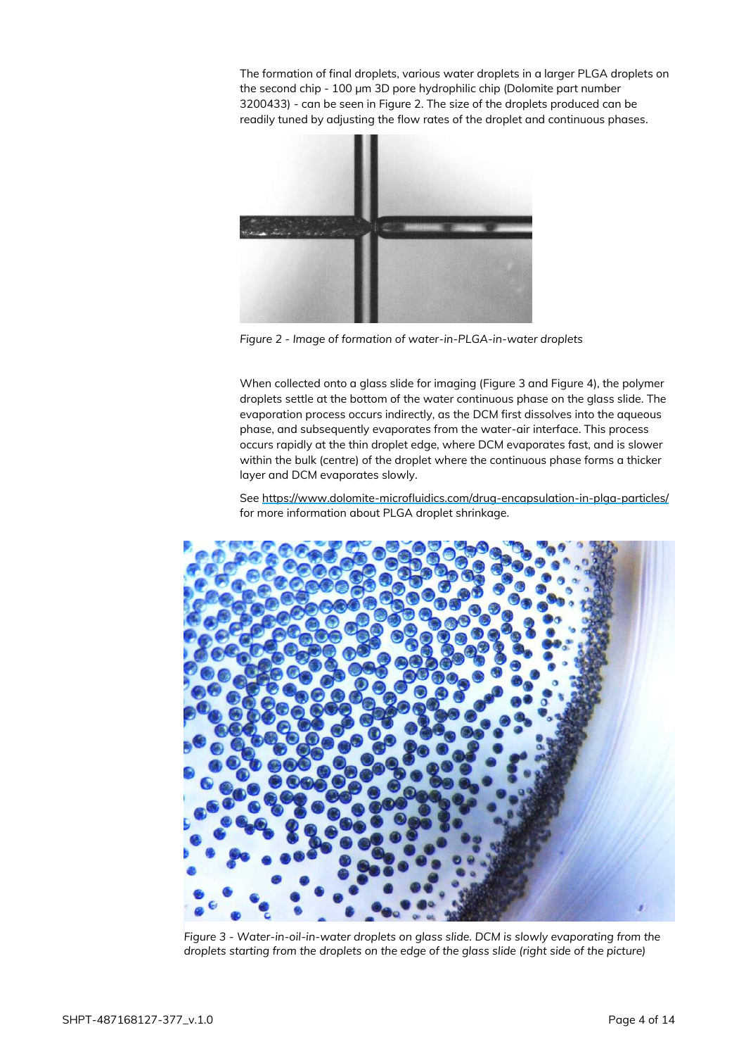The formation of final droplets, various water droplets in a larger PLGA droplets on the second chip - 100 µm 3D pore hydrophilic chip (Dolomite part number 3200433) - can be seen in Figure 2. The size of the droplets produced can be readily tuned by adjusting the flow rates of the droplet and continuous phases.

*Figure 2 - Image of formation of water-in-PLGA-in-water droplets*

When collected onto a glass slide for imaging (Figure 3 and Figure 4), the polymer droplets settle at the bottom of the water continuous phase on the glass slide. The evaporation process occurs indirectly, as the DCM first dissolves into the aqueous phase, and subsequently evaporates from the water-air interface. This process occurs rapidly at the thin droplet edge, where DCM evaporates fast, and is slower within the bulk (centre) of the droplet where the continuous phase forms a thicker layer and DCM evaporates slowly.

See https://www.dolomite-microfluidics.com/drug-encapsulation-in-plga-particles/ for more information about PLGA droplet shrinkage.

*Figure 3 - Water-in-oil-in-water droplets on glass slide. DCM is slowly evaporating from the droplets starting from the droplets on the edge of the glass slide (right side of the picture)*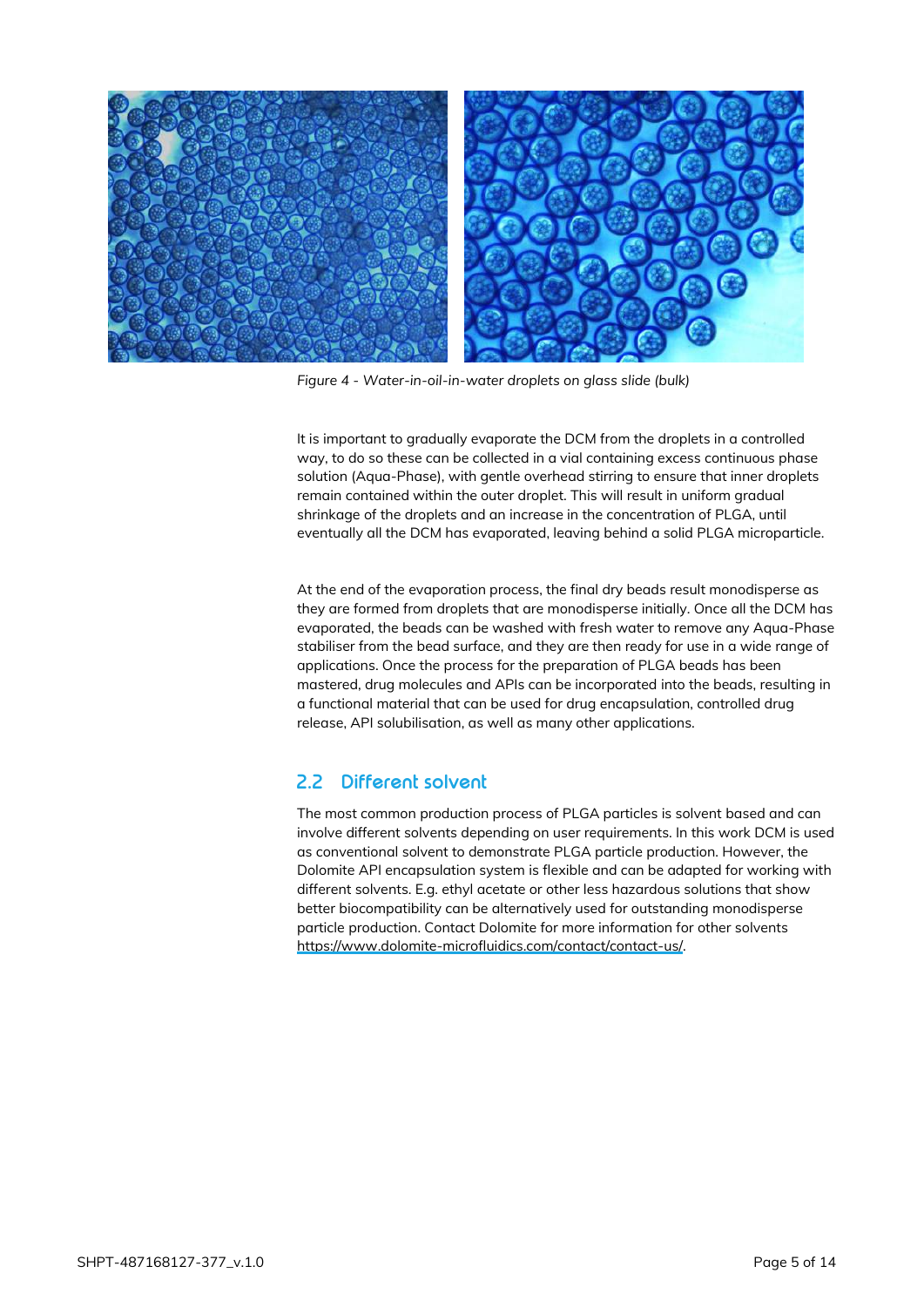*Figure 4 - Water-in-oil-in-water droplets on glass slide (bulk)*

It is important to gradually evaporate the DCM from the droplets in a controlled way, to do so these can be collected in a vial containing excess continuous phase solution (Aqua-Phase), with gentle overhead stirring to ensure that inner droplets remain contained within the outer droplet. This will result in uniform gradual shrinkage of the droplets and an increase in the concentration of PLGA, until eventually all the DCM has evaporated, leaving behind a solid PLGA microparticle.

At the end of the evaporation process, the final dry beads result monodisperse as they are formed from droplets that are monodisperse initially. Once all the DCM has evaporated, the beads can be washed with fresh water to remove any Aqua-Phase stabiliser from the bead surface, and they are then ready for use in a wide range of applications. Once the process for the preparation of PLGA beads has been mastered, drug molecules and APIs can be incorporated into the beads, resulting in a functional material that can be used for drug encapsulation, controlled drug release, API solubilisation, as well as many other applications.

## 2.2 Different solvent

The most common production process of PLGA particles is solvent based and can involve different solvents depending on user requirements. In this work DCM is used as conventional solvent to demonstrate PLGA particle production. However, the Dolomite API encapsulation system is flexible and can be adapted for working with different solvents. E.g. ethyl acetate or other less hazardous solutions that show better biocompatibility can be alternatively used for outstanding monodisperse particle production. Contact Dolomite for more information for other solvents https://www.dolomite-microfluidics.com/contact/contact-us/.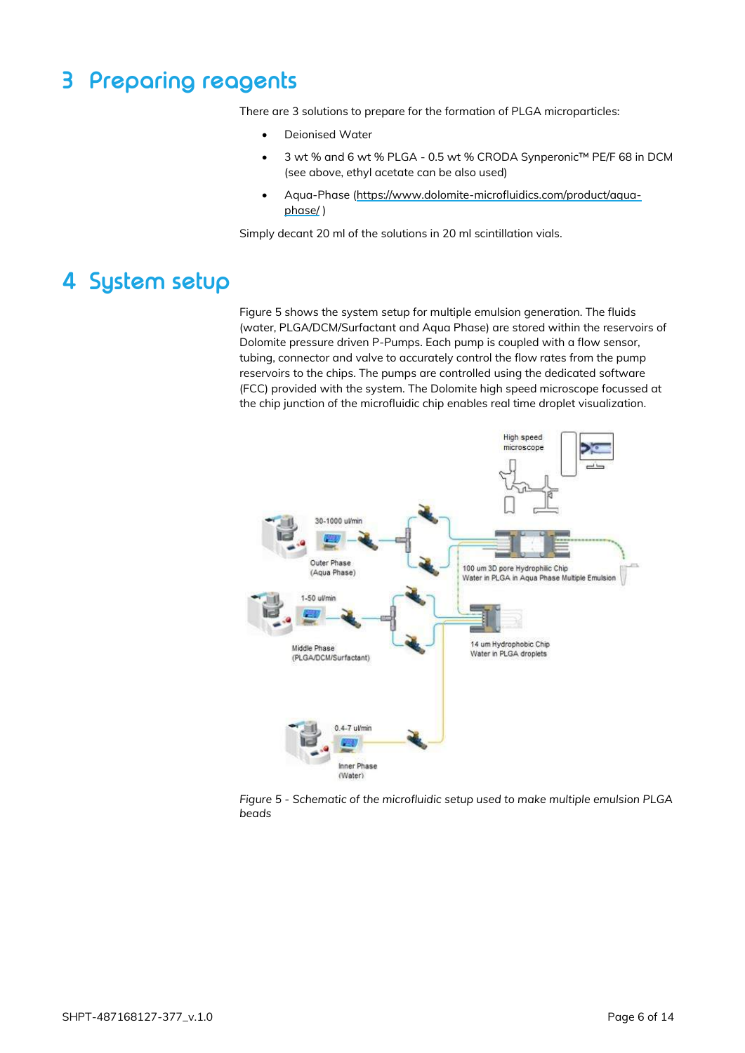# 3 Preparing reagents

There are 3 solutions to prepare for the formation of PLGA microparticles:

- Deionised Water
- 3 wt % and 6 wt % PLGA - 0.5 wt % CRODA Synperonic™ PE/F 68 in DCM (see above, ethyl acetate can be also used)
- Aqua-Phase (https://www.dolomite-microfluidics.com/product/aqua-phase/ )

Simply decant 20 ml of the solutions in 20 ml scintillation vials.

# 4 System setup

Figure 5 shows the system setup for multiple emulsion generation. The fluids (water, PLGA/DCM/Surfactant and Aqua Phase) are stored within the reservoirs of Dolomite pressure driven P-Pumps. Each pump is coupled with a flow sensor, tubing, connector and valve to accurately control the flow rates from the pump reservoirs to the chips. The pumps are controlled using the dedicated software (FCC) provided with the system. The Dolomite high speed microscope focussed at the chip junction of the microfluidic chip enables real time droplet visualization.

*Figure 5 - Schematic of the microfluidic setup used to make multiple emulsion PLGA beads*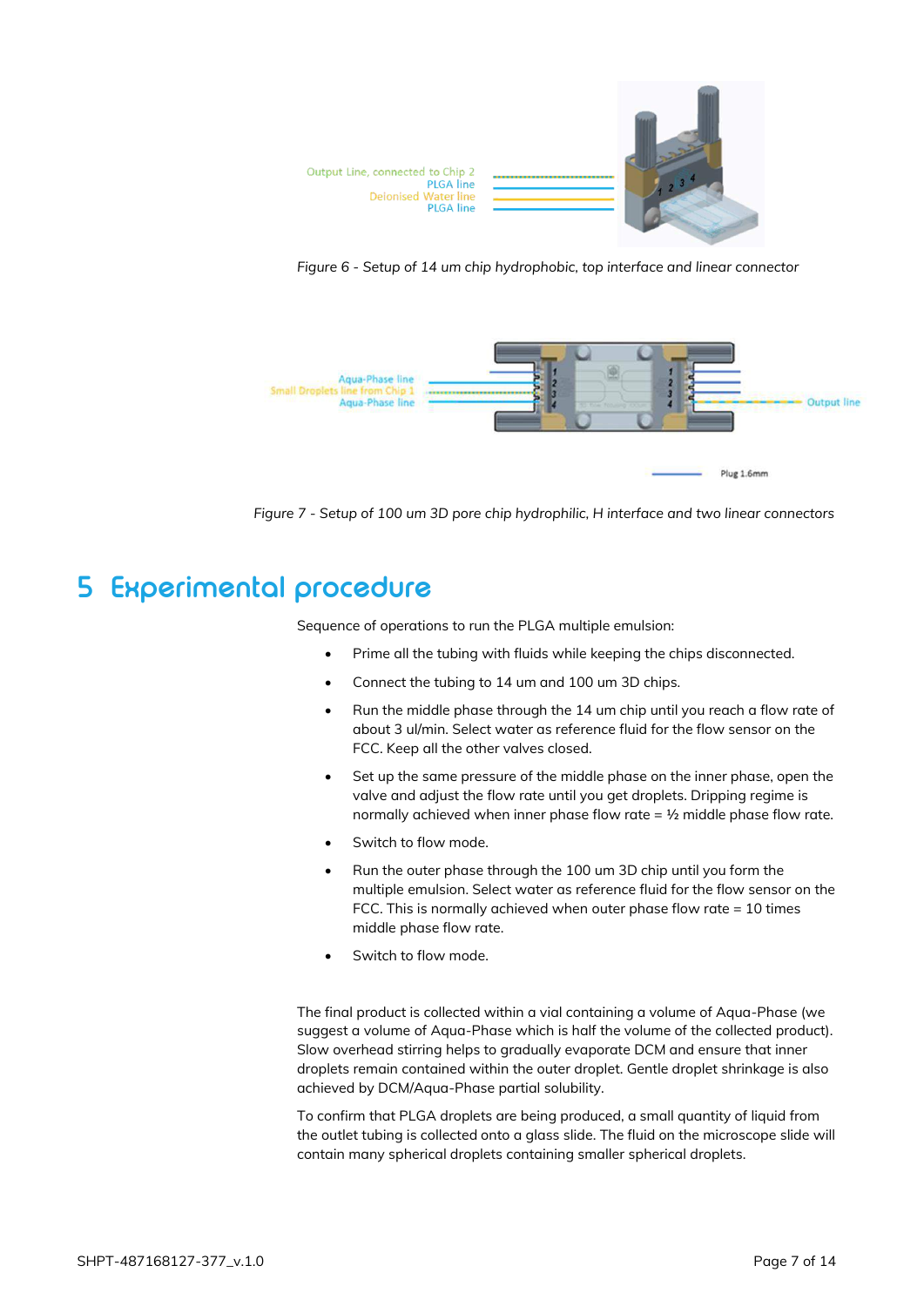Output Line, connected to Chip 2
PLGA line
Deionised Water line
PLGA line

*Figure 6 - Setup of 14 um chip hydrophobic, top interface and linear connector*

Aqua-Phase line
Small Droplets line from Chip 1
Aqua-Phase line

Output line

Plug 1.6mm

*Figure 7 - Setup of 100 um 3D pore chip hydrophilic, H interface and two linear connectors*

# 5 Experimental procedure

Sequence of operations to run the PLGA multiple emulsion:

- Prime all the tubing with fluids while keeping the chips disconnected.
- Connect the tubing to 14 um and 100 um 3D chips.
- Run the middle phase through the 14 um chip until you reach a flow rate of about 3 ul/min. Select water as reference fluid for the flow sensor on the FCC. Keep all the other valves closed.
- Set up the same pressure of the middle phase on the inner phase, open the valve and adjust the flow rate until you get droplets. Dripping regime is normally achieved when inner phase flow rate = ½ middle phase flow rate.
- Switch to flow mode.
- Run the outer phase through the 100 um 3D chip until you form the multiple emulsion. Select water as reference fluid for the flow sensor on the FCC. This is normally achieved when outer phase flow rate = 10 times middle phase flow rate.
- Switch to flow mode.

The final product is collected within a vial containing a volume of Aqua-Phase (we suggest a volume of Aqua-Phase which is half the volume of the collected product). Slow overhead stirring helps to gradually evaporate DCM and ensure that inner droplets remain contained within the outer droplet. Gentle droplet shrinkage is also achieved by DCM/Aqua-Phase partial solubility.

To confirm that PLGA droplets are being produced, a small quantity of liquid from the outlet tubing is collected onto a glass slide. The fluid on the microscope slide will contain many spherical droplets containing smaller spherical droplets.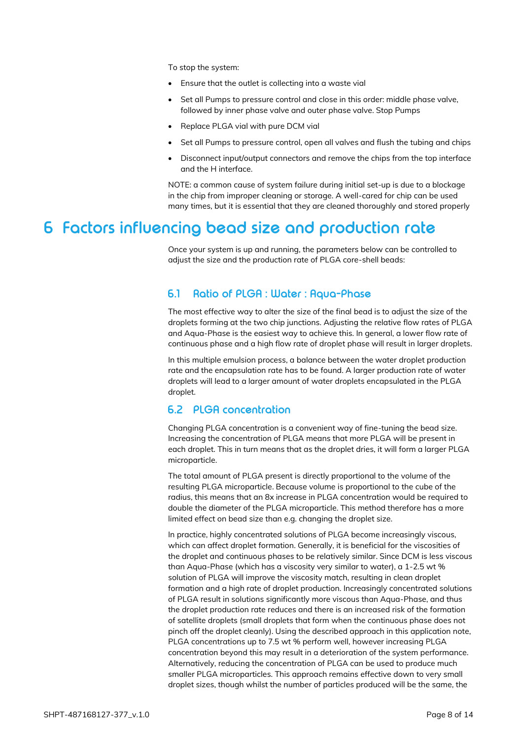To stop the system:

- Ensure that the outlet is collecting into a waste vial
- Set all Pumps to pressure control and close in this order: middle phase valve, followed by inner phase valve and outer phase valve. Stop Pumps
- Replace PLGA vial with pure DCM vial
- Set all Pumps to pressure control, open all valves and flush the tubing and chips
- Disconnect input/output connectors and remove the chips from the top interface and the H interface.

NOTE: a common cause of system failure during initial set-up is due to a blockage in the chip from improper cleaning or storage. A well-cared for chip can be used many times, but it is essential that they are cleaned thoroughly and stored properly

# 6 Factors influencing bead size and production rate

Once your system is up and running, the parameters below can be controlled to adjust the size and the production rate of PLGA core-shell beads:

## 6.1 Ratio of PLGA : Water : Aqua-Phase

The most effective way to alter the size of the final bead is to adjust the size of the droplets forming at the two chip junctions. Adjusting the relative flow rates of PLGA and Aqua-Phase is the easiest way to achieve this. In general, a lower flow rate of continuous phase and a high flow rate of droplet phase will result in larger droplets.

In this multiple emulsion process, a balance between the water droplet production rate and the encapsulation rate has to be found. A larger production rate of water droplets will lead to a larger amount of water droplets encapsulated in the PLGA droplet.

## 6.2 PLGA concentration

Changing PLGA concentration is a convenient way of fine-tuning the bead size. Increasing the concentration of PLGA means that more PLGA will be present in each droplet. This in turn means that as the droplet dries, it will form a larger PLGA microparticle.

The total amount of PLGA present is directly proportional to the volume of the resulting PLGA microparticle. Because volume is proportional to the cube of the radius, this means that an 8x increase in PLGA concentration would be required to double the diameter of the PLGA microparticle. This method therefore has a more limited effect on bead size than e.g. changing the droplet size.

In practice, highly concentrated solutions of PLGA become increasingly viscous, which can affect droplet formation. Generally, it is beneficial for the viscosities of the droplet and continuous phases to be relatively similar. Since DCM is less viscous than Aqua-Phase (which has a viscosity very similar to water), a 1-2.5 wt % solution of PLGA will improve the viscosity match, resulting in clean droplet formation and a high rate of droplet production. Increasingly concentrated solutions of PLGA result in solutions significantly more viscous than Aqua-Phase, and thus the droplet production rate reduces and there is an increased risk of the formation of satellite droplets (small droplets that form when the continuous phase does not pinch off the droplet cleanly). Using the described approach in this application note, PLGA concentrations up to 7.5 wt % perform well, however increasing PLGA concentration beyond this may result in a deterioration of the system performance. Alternatively, reducing the concentration of PLGA can be used to produce much smaller PLGA microparticles. This approach remains effective down to very small droplet sizes, though whilst the number of particles produced will be the same, the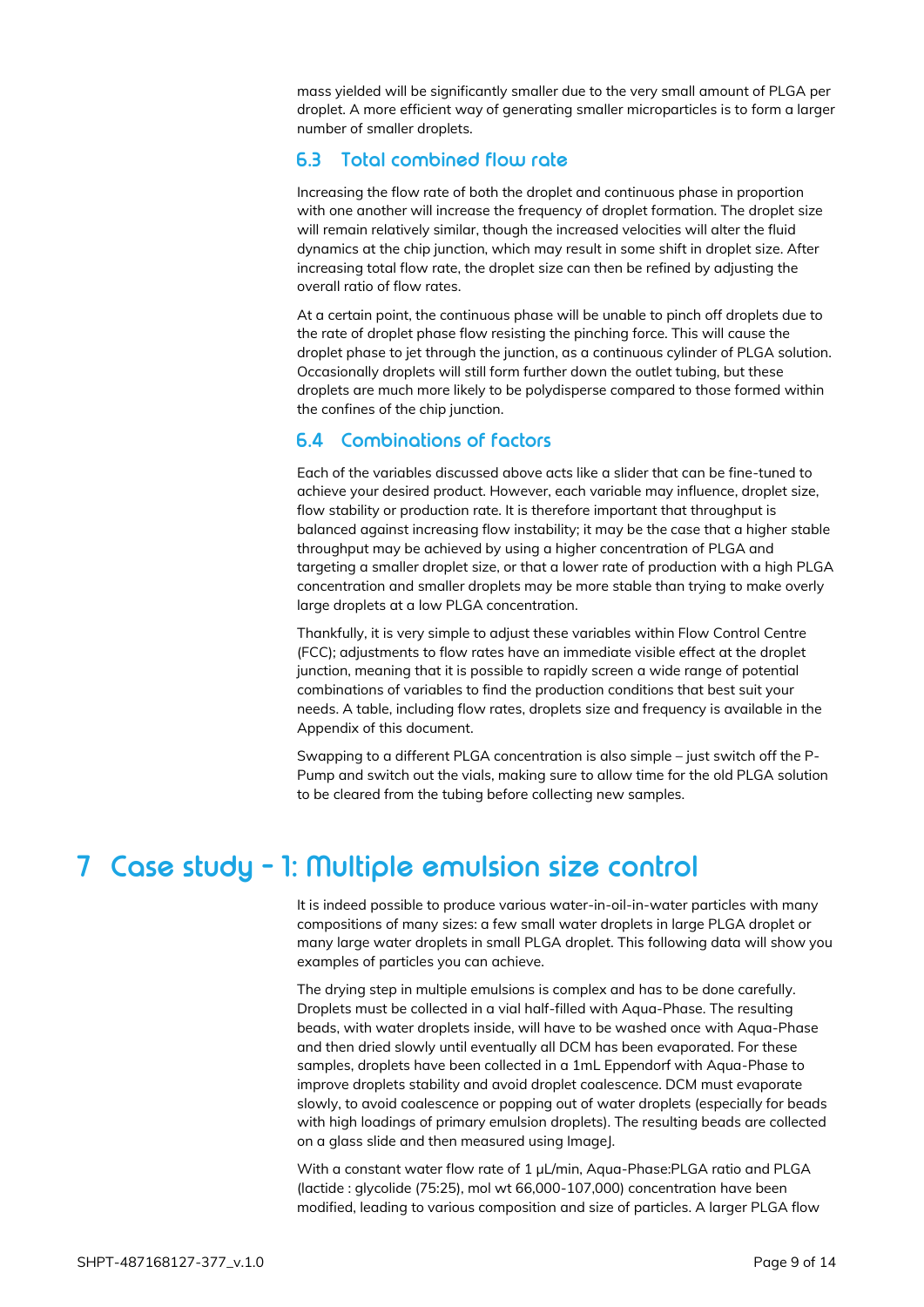mass yielded will be significantly smaller due to the very small amount of PLGA per droplet. A more efficient way of generating smaller microparticles is to form a larger number of smaller droplets.

### 6.3 Total combined flow rate

Increasing the flow rate of both the droplet and continuous phase in proportion with one another will increase the frequency of droplet formation. The droplet size will remain relatively similar, though the increased velocities will alter the fluid dynamics at the chip junction, which may result in some shift in droplet size. After increasing total flow rate, the droplet size can then be refined by adjusting the overall ratio of flow rates.

At a certain point, the continuous phase will be unable to pinch off droplets due to the rate of droplet phase flow resisting the pinching force. This will cause the droplet phase to jet through the junction, as a continuous cylinder of PLGA solution. Occasionally droplets will still form further down the outlet tubing, but these droplets are much more likely to be polydisperse compared to those formed within the confines of the chip junction.

### 6.4 Combinations of factors

Each of the variables discussed above acts like a slider that can be fine-tuned to achieve your desired product. However, each variable may influence, droplet size, flow stability or production rate. It is therefore important that throughput is balanced against increasing flow instability; it may be the case that a higher stable throughput may be achieved by using a higher concentration of PLGA and targeting a smaller droplet size, or that a lower rate of production with a high PLGA concentration and smaller droplets may be more stable than trying to make overly large droplets at a low PLGA concentration.

Thankfully, it is very simple to adjust these variables within Flow Control Centre (FCC); adjustments to flow rates have an immediate visible effect at the droplet junction, meaning that it is possible to rapidly screen a wide range of potential combinations of variables to find the production conditions that best suit your needs. A table, including flow rates, droplets size and frequency is available in the Appendix of this document.

Swapping to a different PLGA concentration is also simple – just switch off the P-Pump and switch out the vials, making sure to allow time for the old PLGA solution to be cleared from the tubing before collecting new samples.

# 7 Case study - 1: Multiple emulsion size control

It is indeed possible to produce various water-in-oil-in-water particles with many compositions of many sizes: a few small water droplets in large PLGA droplet or many large water droplets in small PLGA droplet. This following data will show you examples of particles you can achieve.

The drying step in multiple emulsions is complex and has to be done carefully. Droplets must be collected in a vial half-filled with Aqua-Phase. The resulting beads, with water droplets inside, will have to be washed once with Aqua-Phase and then dried slowly until eventually all DCM has been evaporated. For these samples, droplets have been collected in a 1mL Eppendorf with Aqua-Phase to improve droplets stability and avoid droplet coalescence. DCM must evaporate slowly, to avoid coalescence or popping out of water droplets (especially for beads with high loadings of primary emulsion droplets). The resulting beads are collected on a glass slide and then measured using ImageJ.

With a constant water flow rate of 1 µL/min, Aqua-Phase:PLGA ratio and PLGA (lactide : glycolide (75:25), mol wt 66,000-107,000) concentration have been modified, leading to various composition and size of particles. A larger PLGA flow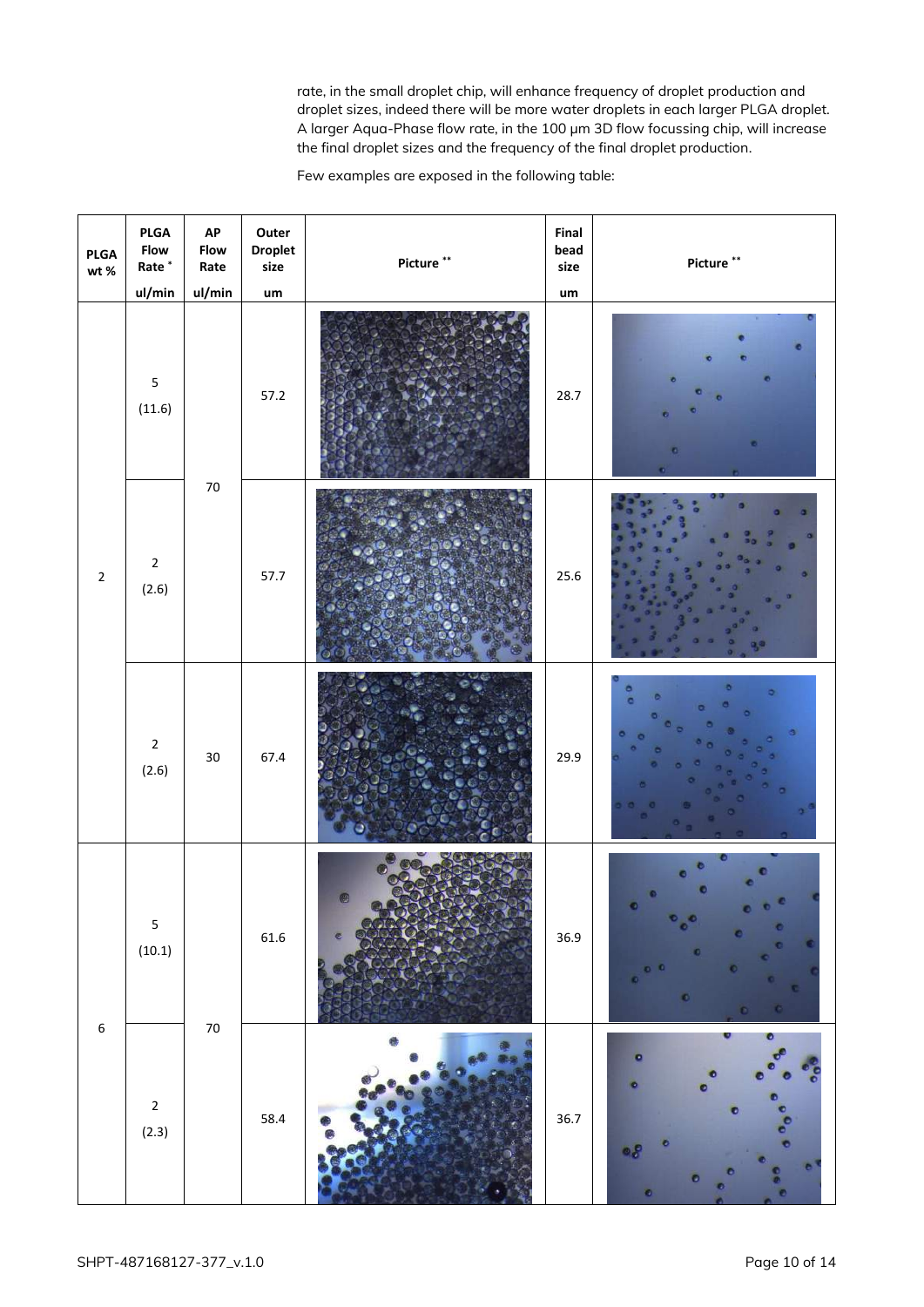rate, in the small droplet chip, will enhance frequency of droplet production and droplet sizes, indeed there will be more water droplets in each larger PLGA droplet. A larger Aqua-Phase flow rate, in the 100 µm 3D flow focussing chip, will increase the final droplet sizes and the frequency of the final droplet production.

Few examples are exposed in the following table:

| PLGA wt % | PLGA Flow Rate * ul/min | AP Flow Rate ul/min | Outer Droplet size um | Picture ** | Final bead size um | Picture ** |
|---|---|---|---|---|---|---|
| 2 | 5 (11.6) | 70 | 57.2 | | 28.7 | |
| | 2 (2.6) | | 57.7 | | 25.6 | |
| | 2 (2.6) | 30 | 67.4 | | 29.9 | |
| 6 | 5 (10.1) | 70 | 61.6 | | 36.9 | |
| | 2 (2.3) | | 58.4 | | 36.7 | |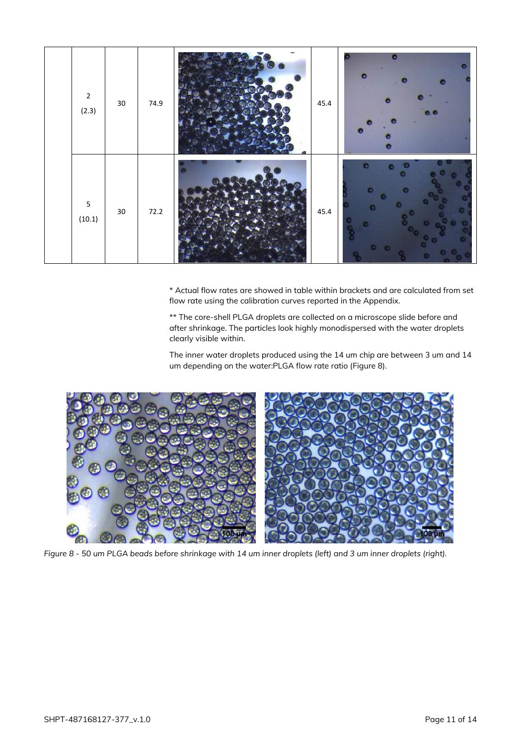|  | 2<br>(2.3) | 30 | 74.9 |  | 45.4 |  |
|---|---|---|---|---|---|---|
|  | 5<br>(10.1) | 30 | 72.2 |  | 45.4 |  |

\* Actual flow rates are showed in table within brackets and are calculated from set flow rate using the calibration curves reported in the Appendix.

\*\* The core-shell PLGA droplets are collected on a microscope slide before and after shrinkage. The particles look highly monodispersed with the water droplets clearly visible within.

The inner water droplets produced using the 14 um chip are between 3 um and 14 um depending on the water:PLGA flow rate ratio (Figure 8).

*Figure 8 - 50 um PLGA beads before shrinkage with 14 um inner droplets (left) and 3 um inner droplets (right).*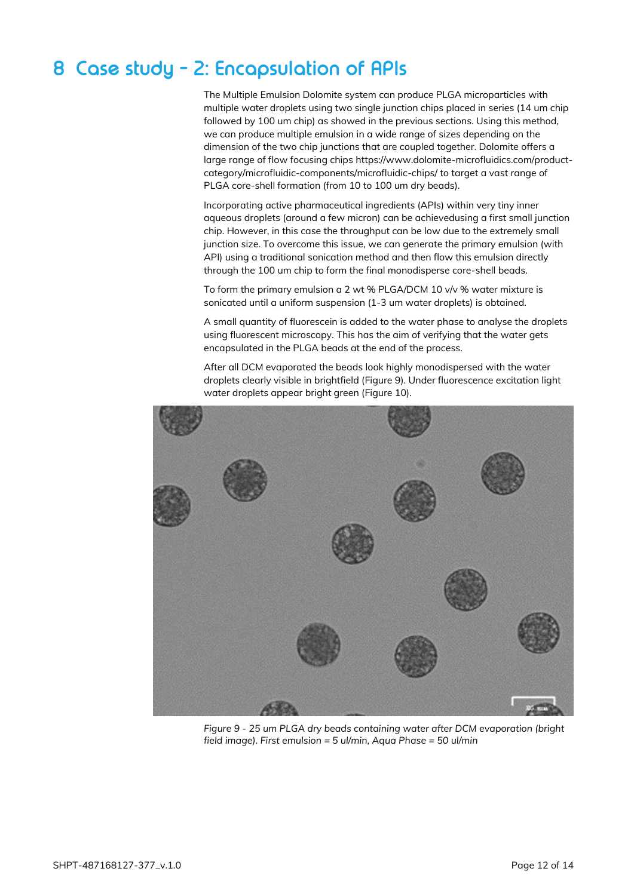# 8 Case study – 2: Encapsulation of APIs

The Multiple Emulsion Dolomite system can produce PLGA microparticles with multiple water droplets using two single junction chips placed in series (14 um chip followed by 100 um chip) as showed in the previous sections. Using this method, we can produce multiple emulsion in a wide range of sizes depending on the dimension of the two chip junctions that are coupled together. Dolomite offers a large range of flow focusing chips https://www.dolomite-microfluidics.com/product-category/microfluidic-components/microfluidic-chips/ to target a vast range of PLGA core-shell formation (from 10 to 100 um dry beads).

Incorporating active pharmaceutical ingredients (APIs) within very tiny inner aqueous droplets (around a few micron) can be achievedusing a first small junction chip. However, in this case the throughput can be low due to the extremely small junction size. To overcome this issue, we can generate the primary emulsion (with API) using a traditional sonication method and then flow this emulsion directly through the 100 um chip to form the final monodisperse core-shell beads.

To form the primary emulsion a 2 wt % PLGA/DCM 10 v/v % water mixture is sonicated until a uniform suspension (1-3 um water droplets) is obtained.

A small quantity of fluorescein is added to the water phase to analyse the droplets using fluorescent microscopy. This has the aim of verifying that the water gets encapsulated in the PLGA beads at the end of the process.

After all DCM evaporated the beads look highly monodispersed with the water droplets clearly visible in brightfield (Figure 9). Under fluorescence excitation light water droplets appear bright green (Figure 10).

*Figure 9 - 25 um PLGA dry beads containing water after DCM evaporation (bright field image). First emulsion = 5 ul/min, Aqua Phase = 50 ul/min*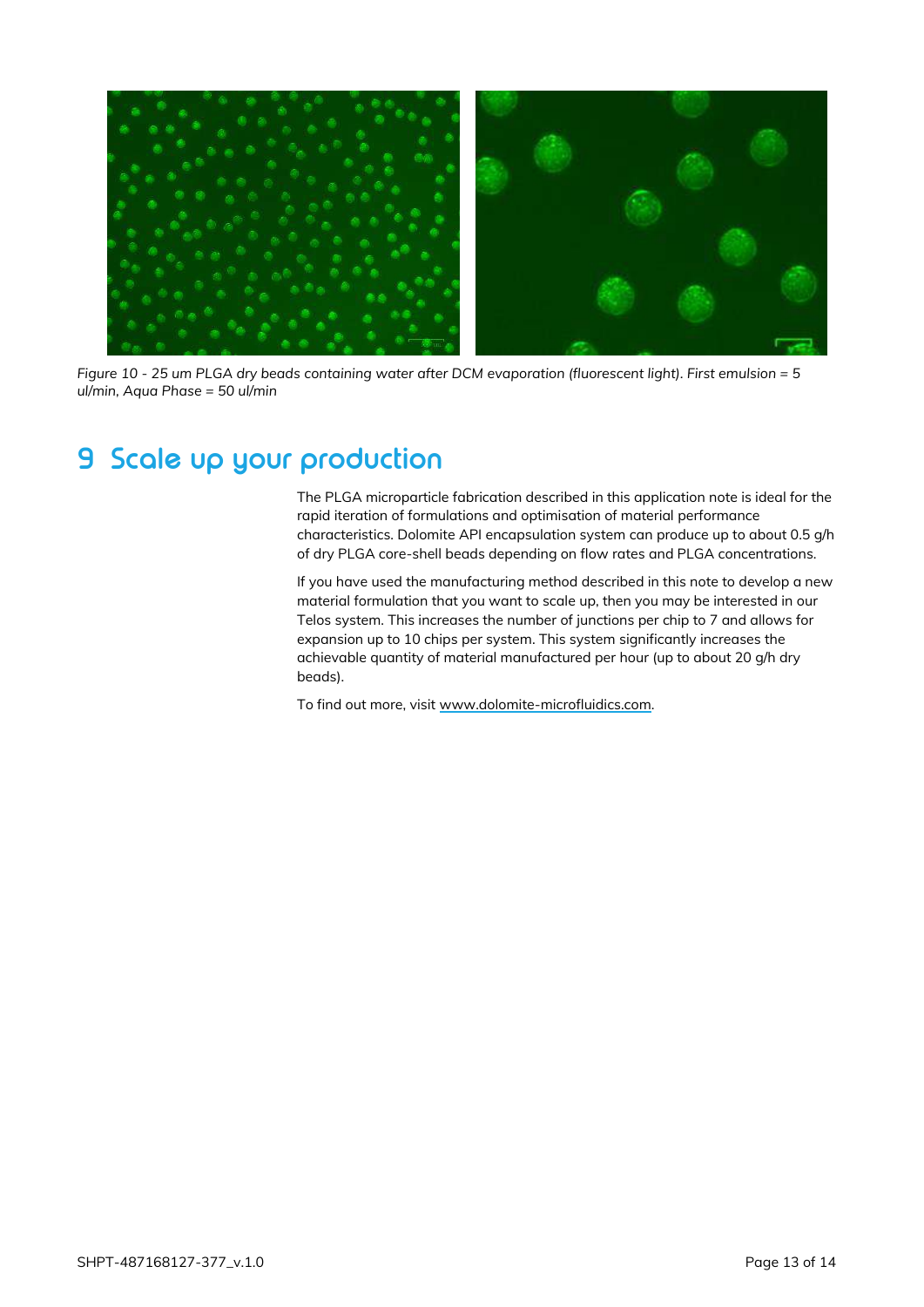*Figure 10 - 25 um PLGA dry beads containing water after DCM evaporation (fluorescent light). First emulsion = 5 ul/min, Aqua Phase = 50 ul/min*

# 9 Scale up your production

The PLGA microparticle fabrication described in this application note is ideal for the rapid iteration of formulations and optimisation of material performance characteristics. Dolomite API encapsulation system can produce up to about 0.5 g/h of dry PLGA core-shell beads depending on flow rates and PLGA concentrations.

If you have used the manufacturing method described in this note to develop a new material formulation that you want to scale up, then you may be interested in our Telos system. This increases the number of junctions per chip to 7 and allows for expansion up to 10 chips per system. This system significantly increases the achievable quantity of material manufactured per hour (up to about 20 g/h dry beads).

To find out more, visit www.dolomite-microfluidics.com.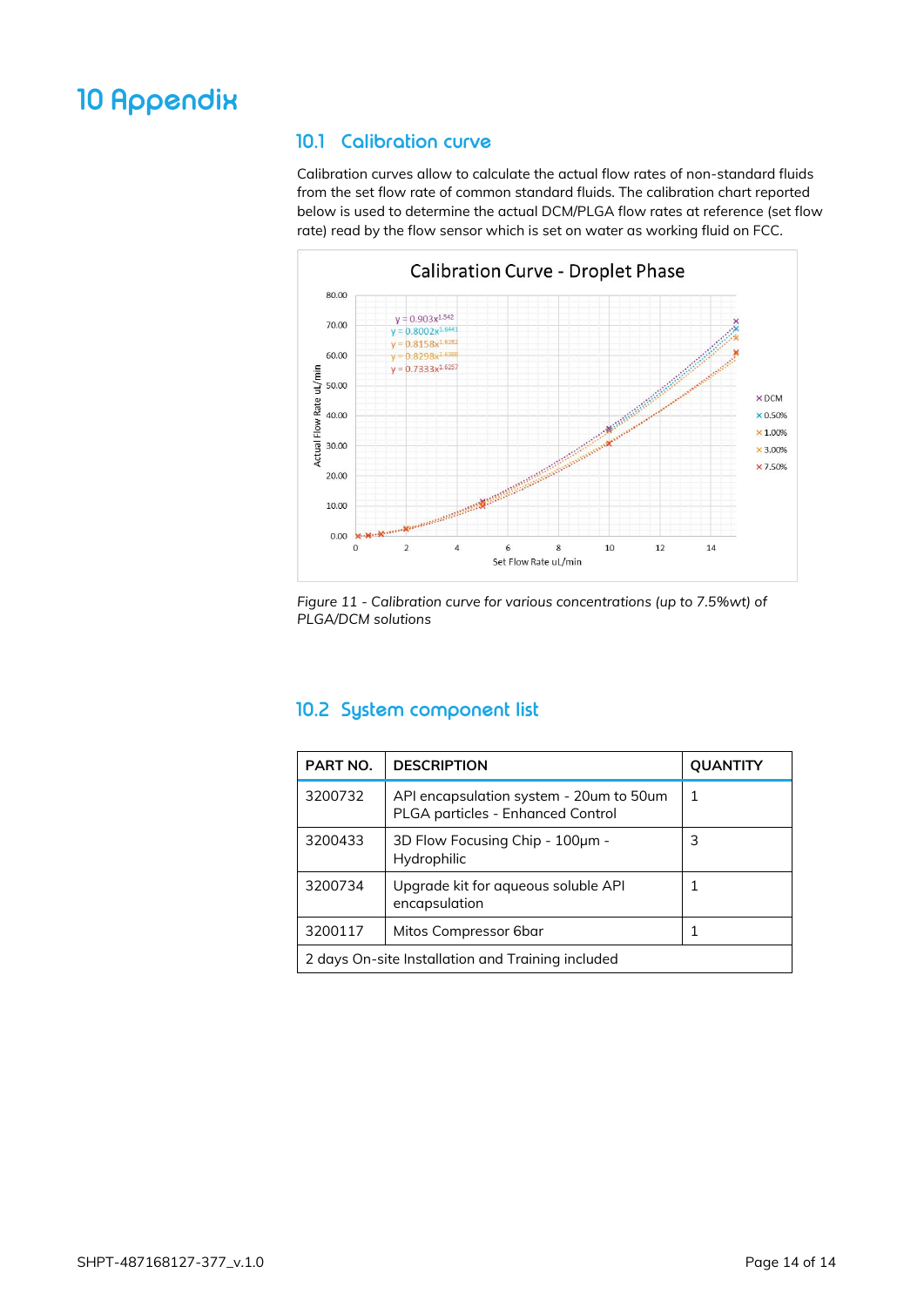# 10 Appendix

## 10.1 Calibration curve

Calibration curves allow to calculate the actual flow rates of non-standard fluids from the set flow rate of common standard fluids. The calibration chart reported below is used to determine the actual DCM/PLGA flow rates at reference (set flow rate) read by the flow sensor which is set on water as working fluid on FCC.

Calibration Curve - Droplet Phase

$y = 0.903x^{1.542}$
$y = 0.8002x^{1.6441}$
$y = 0.8158x^{1.6282}$
$y = 0.8298x^{1.6388}$
$y = 0.7333x^{1.6257}$

Actual Flow Rate uL/min

80.00
70.00
60.00
50.00
40.00
30.00
20.00
10.00
0.00

0
2
4
6
8
10
12
14

Set Flow Rate uL/min

DCM
0.50%
1.00%
3.00%
7.50%

*Figure 11 - Calibration curve for various concentrations (up to 7.5%wt) of PLGA/DCM solutions*

## 10.2 System component list

| PART NO. | DESCRIPTION | QUANTITY |
|---|---|---|
| 3200732 | API encapsulation system - 20um to 50um PLGA particles - Enhanced Control | 1 |
| 3200433 | 3D Flow Focusing Chip - 100µm - Hydrophilic | 3 |
| 3200734 | Upgrade kit for aqueous soluble API encapsulation | 1 |
| 3200117 | Mitos Compressor 6bar | 1 |
| 2 days On-site Installation and Training included | | |

SHPT-487168127-377_v.1.0